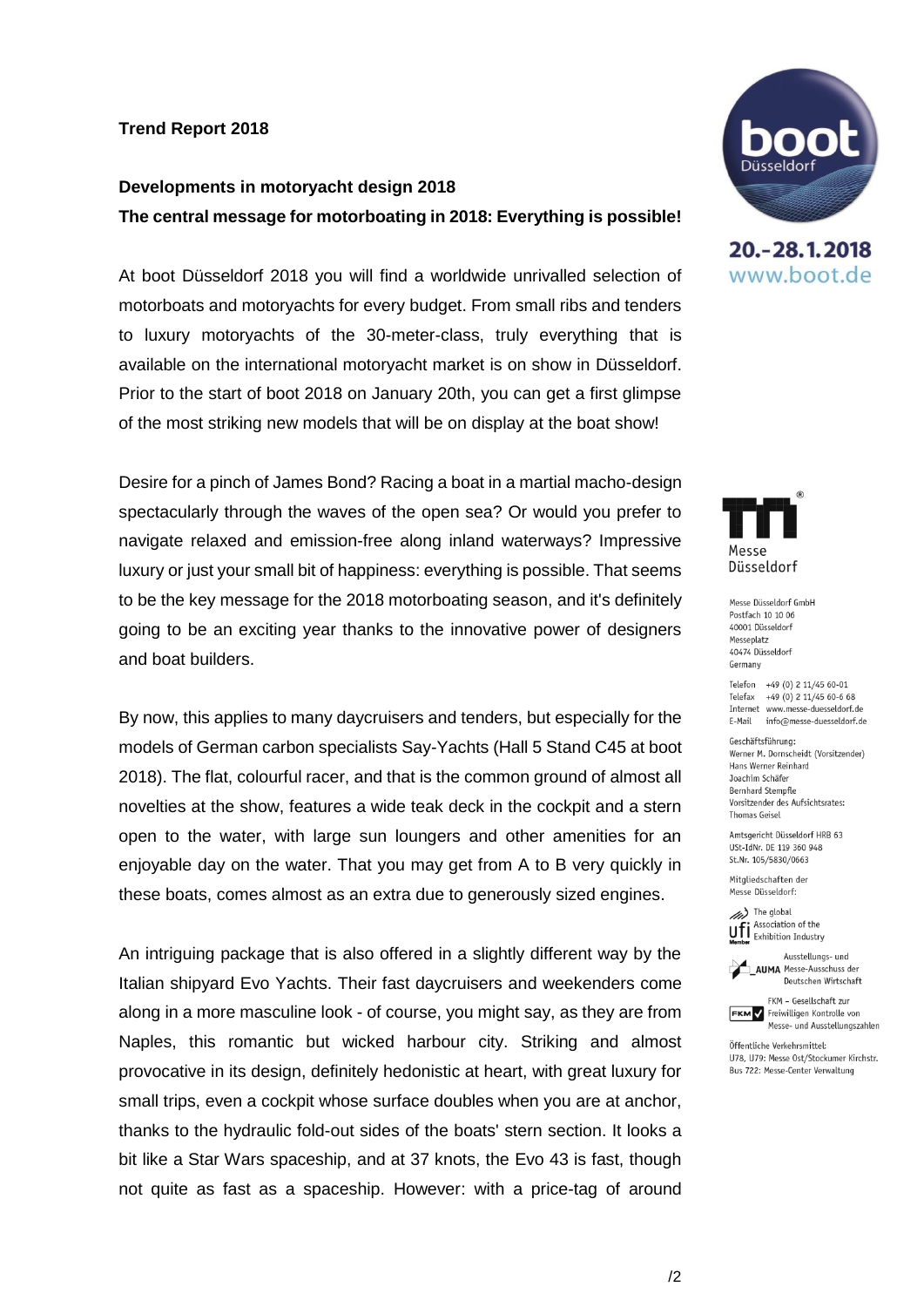**Trend Report 2018**

**Developments in motoryacht design 2018**
**The central message for motorboating in 2018: Everything is possible!**

At boot Düsseldorf 2018 you will find a worldwide unrivalled selection of motorboats and motoryachts for every budget. From small ribs and tenders to luxury motoryachts of the 30-meter-class, truly everything that is available on the international motoryacht market is on show in Düsseldorf. Prior to the start of boot 2018 on January 20th, you can get a first glimpse of the most striking new models that will be on display at the boat show!

Desire for a pinch of James Bond? Racing a boat in a martial macho-design spectacularly through the waves of the open sea? Or would you prefer to navigate relaxed and emission-free along inland waterways? Impressive luxury or just your small bit of happiness: everything is possible. That seems to be the key message for the 2018 motorboating season, and it's definitely going to be an exciting year thanks to the innovative power of designers and boat builders.

By now, this applies to many daycruisers and tenders, but especially for the models of German carbon specialists Say-Yachts (Hall 5 Stand C45 at boot 2018). The flat, colourful racer, and that is the common ground of almost all novelties at the show, features a wide teak deck in the cockpit and a stern open to the water, with large sun loungers and other amenities for an enjoyable day on the water. That you may get from A to B very quickly in these boats, comes almost as an extra due to generously sized engines.

An intriguing package that is also offered in a slightly different way by the Italian shipyard Evo Yachts. Their fast daycruisers and weekenders come along in a more masculine look - of course, you might say, as they are from Naples, this romantic but wicked harbour city. Striking and almost provocative in its design, definitely hedonistic at heart, with great luxury for small trips, even a cockpit whose surface doubles when you are at anchor, thanks to the hydraulic fold-out sides of the boats' stern section. It looks a bit like a Star Wars spaceship, and at 37 knots, the Evo 43 is fast, though not quite as fast as a spaceship. However: with a price-tag of around

boot Düsseldorf
20.-28.1.2018
www.boot.de

Messe Düsseldorf

Messe Düsseldorf GmbH
Postfach 10 10 06
40001 Düsseldorf
Messeplatz
40474 Düsseldorf
Germany

Telefon +49 (0) 2 11/45 60-01
Telefax +49 (0) 2 11/45 60-6 68
Internet www.messe-duesseldorf.de
E-Mail info@messe-duesseldorf.de

Geschäftsführung:
Werner M. Dornscheidt (Vorsitzender)
Hans Werner Reinhard
Joachim Schäfer
Bernhard Stempfle
Vorsitzender des Aufsichtsrates:
Thomas Geisel

Amtsgericht Düsseldorf HRB 63
USt-IdNr. DE 119 360 948
St.Nr. 105/5830/0663

Mitgliedschaften der
Messe Düsseldorf:

The global Association of the Exhibition Industry

Ausstellungs- und Messe-Ausschuss der Deutschen Wirtschaft

FKM – Gesellschaft zur Freiwilligen Kontrolle von Messe- und Ausstellungszahlen

Öffentliche Verkehrsmittel:
U78, U79: Messe Ost/Stockumer Kirchstr.
Bus 722: Messe-Center Verwaltung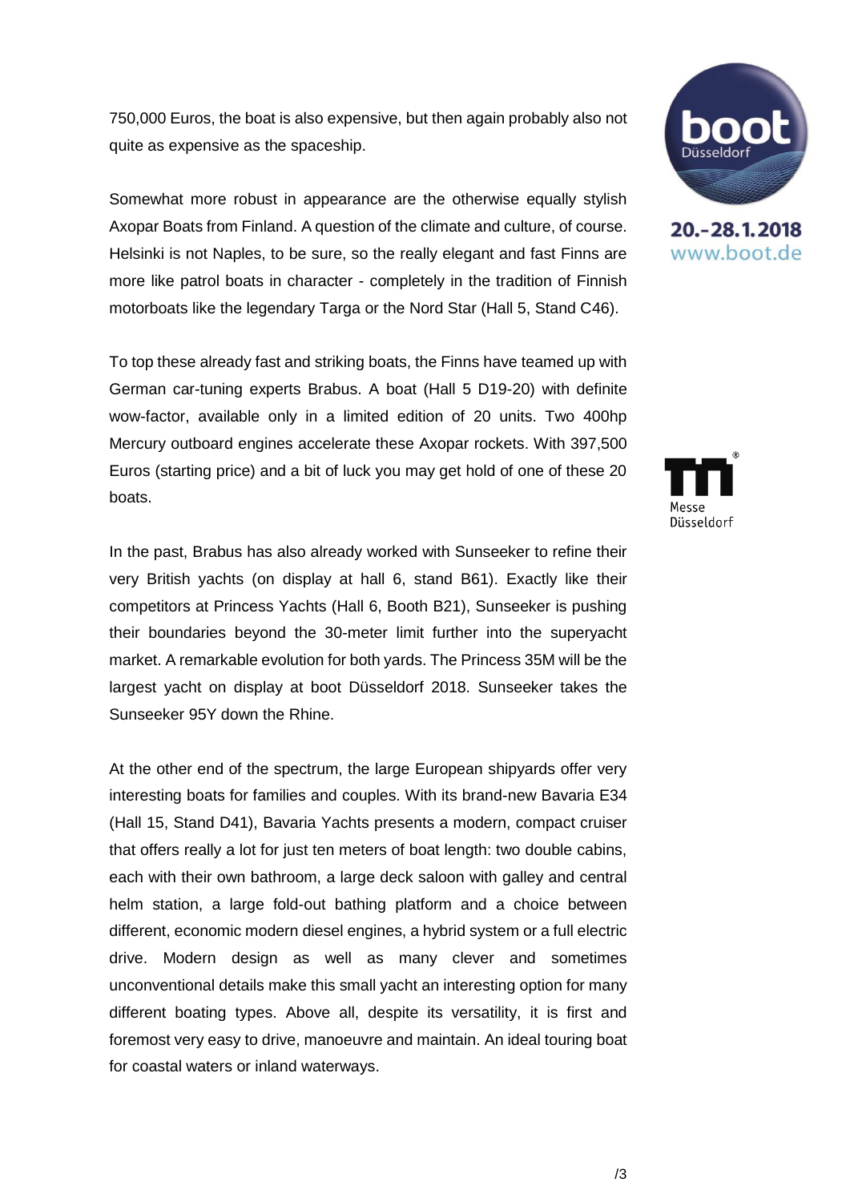750,000 Euros, the boat is also expensive, but then again probably also not quite as expensive as the spaceship.

Somewhat more robust in appearance are the otherwise equally stylish Axopar Boats from Finland. A question of the climate and culture, of course. Helsinki is not Naples, to be sure, so the really elegant and fast Finns are more like patrol boats in character - completely in the tradition of Finnish motorboats like the legendary Targa or the Nord Star (Hall 5, Stand C46).

To top these already fast and striking boats, the Finns have teamed up with German car-tuning experts Brabus. A boat (Hall 5 D19-20) with definite wow-factor, available only in a limited edition of 20 units. Two 400hp Mercury outboard engines accelerate these Axopar rockets. With 397,500 Euros (starting price) and a bit of luck you may get hold of one of these 20 boats.

In the past, Brabus has also already worked with Sunseeker to refine their very British yachts (on display at hall 6, stand B61). Exactly like their competitors at Princess Yachts (Hall 6, Booth B21), Sunseeker is pushing their boundaries beyond the 30-meter limit further into the superyacht market. A remarkable evolution for both yards. The Princess 35M will be the largest yacht on display at boot Düsseldorf 2018. Sunseeker takes the Sunseeker 95Y down the Rhine.

At the other end of the spectrum, the large European shipyards offer very interesting boats for families and couples. With its brand-new Bavaria E34 (Hall 15, Stand D41), Bavaria Yachts presents a modern, compact cruiser that offers really a lot for just ten meters of boat length: two double cabins, each with their own bathroom, a large deck saloon with galley and central helm station, a large fold-out bathing platform and a choice between different, economic modern diesel engines, a hybrid system or a full electric drive. Modern design as well as many clever and sometimes unconventional details make this small yacht an interesting option for many different boating types. Above all, despite its versatility, it is first and foremost very easy to drive, manoeuvre and maintain. An ideal touring boat for coastal waters or inland waterways.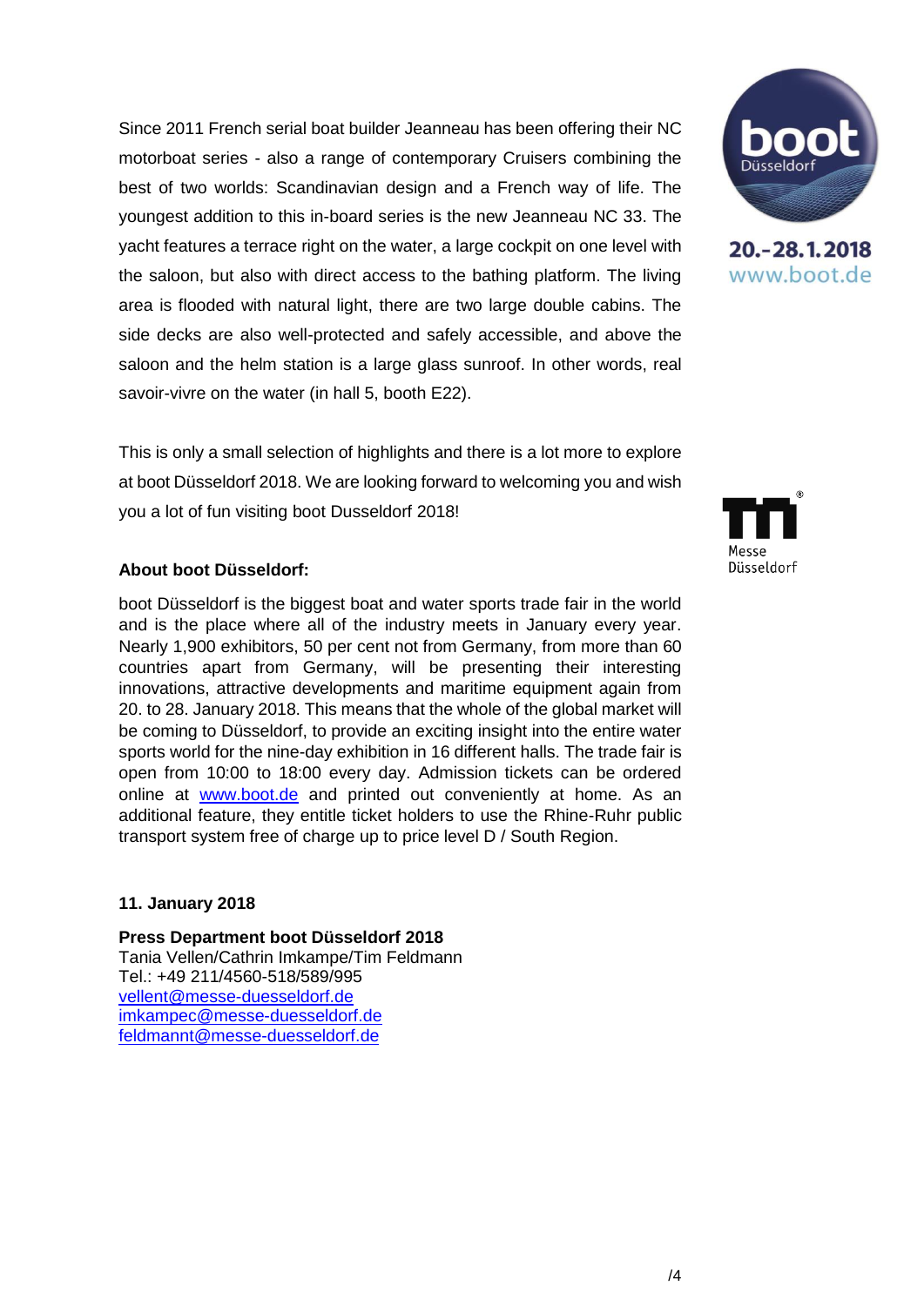Since 2011 French serial boat builder Jeanneau has been offering their NC motorboat series - also a range of contemporary Cruisers combining the best of two worlds: Scandinavian design and a French way of life. The youngest addition to this in-board series is the new Jeanneau NC 33. The yacht features a terrace right on the water, a large cockpit on one level with the saloon, but also with direct access to the bathing platform. The living area is flooded with natural light, there are two large double cabins. The side decks are also well-protected and safely accessible, and above the saloon and the helm station is a large glass sunroof. In other words, real savoir-vivre on the water (in hall 5, booth E22).

This is only a small selection of highlights and there is a lot more to explore at boot Düsseldorf 2018. We are looking forward to welcoming you and wish you a lot of fun visiting boot Dusseldorf 2018!

**About boot Düsseldorf:**

boot Düsseldorf is the biggest boat and water sports trade fair in the world and is the place where all of the industry meets in January every year. Nearly 1,900 exhibitors, 50 per cent not from Germany, from more than 60 countries apart from Germany, will be presenting their interesting innovations, attractive developments and maritime equipment again from 20. to 28. January 2018. This means that the whole of the global market will be coming to Düsseldorf, to provide an exciting insight into the entire water sports world for the nine-day exhibition in 16 different halls. The trade fair is open from 10:00 to 18:00 every day. Admission tickets can be ordered online at www.boot.de and printed out conveniently at home. As an additional feature, they entitle ticket holders to use the Rhine-Ruhr public transport system free of charge up to price level D / South Region.

**11. January 2018**

**Press Department boot Düsseldorf 2018**
Tania Vellen/Cathrin Imkampe/Tim Feldmann
Tel.: +49 211/4560-518/589/995
vellent@messe-duesseldorf.de
imkampec@messe-duesseldorf.de
feldmannt@messe-duesseldorf.de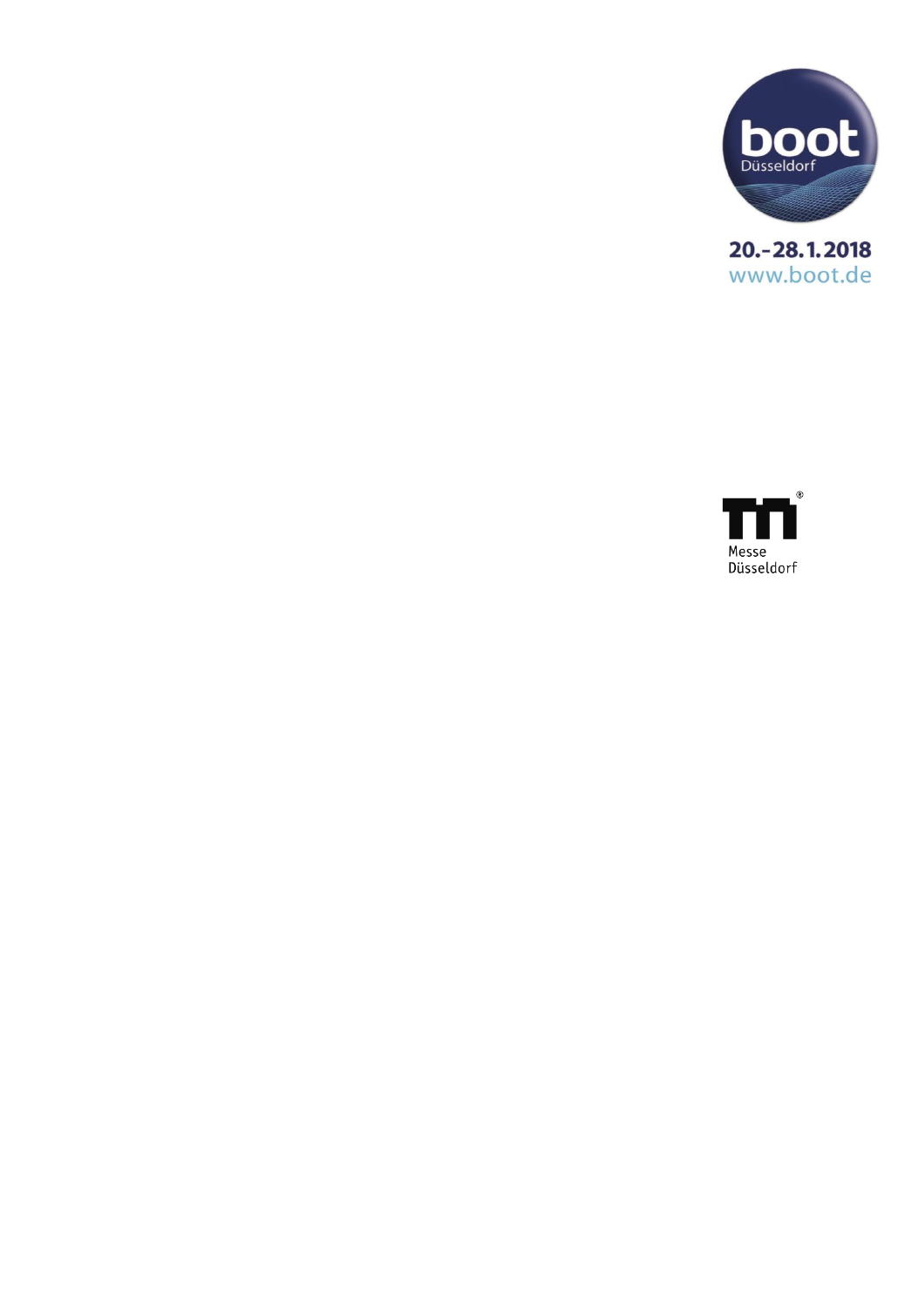boot Düsseldorf

20.-28.1.2018

www.boot.de

Messe Düsseldorf